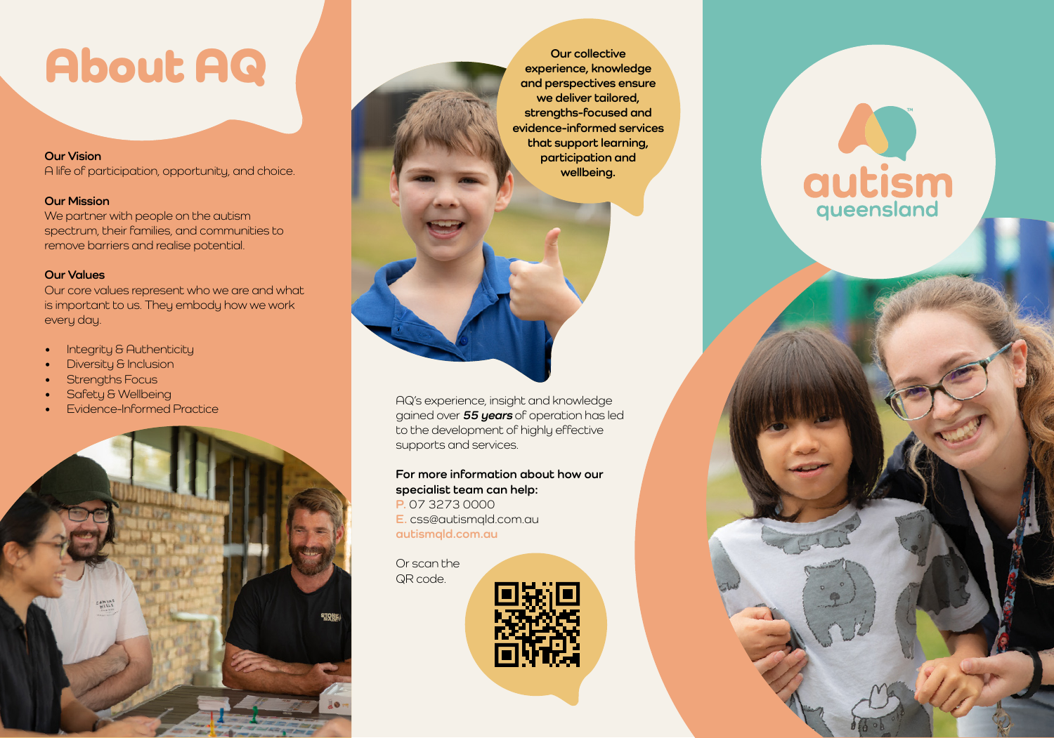# About AQ

**Our Vision**
A life of participation, opportunity, and choice.

**Our Mission**
We partner with people on the autism spectrum, their families, and communities to remove barriers and realise potential.

**Our Values**
Our core values represent who we are and what is important to us. They embody how we work every day.

- Integrity & Authenticity
- Diversity & Inclusion
- Strengths Focus
- Safety & Wellbeing
- Evidence-Informed Practice

**Our collective experience, knowledge and perspectives ensure we deliver tailored, strengths-focused and evidence-informed services that support learning, participation and wellbeing.**

AQ's experience, insight and knowledge gained over ***55 years*** of operation has led to the development of highly effective supports and services.

**For more information about how our specialist team can help:**
P. 07 3273 0000
E. css@autismqld.com.au
autismqld.com.au

Or scan the QR code.

autism queensland™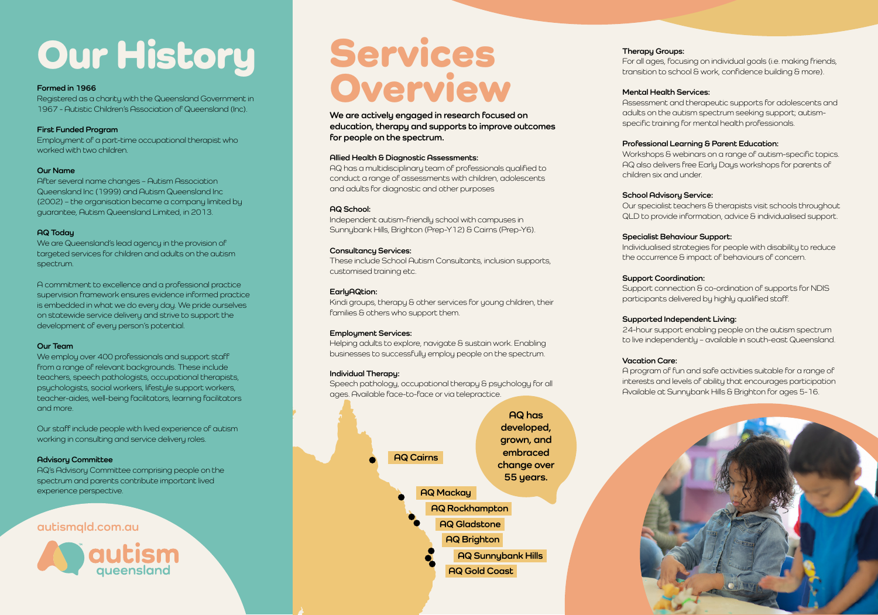# Our History

**Formed in 1966**
Registered as a charity with the Queensland Government in 1967 - Autistic Children's Association of Queensland (Inc).

**First Funded Program**
Employment of a part-time occupational therapist who worked with two children.

**Our Name**
After several name changes – Autism Association Queensland Inc (1999) and Autism Queensland Inc (2002) – the organisation became a company limited by guarantee, Autism Queensland Limited, in 2013.

**AQ Today**
We are Queensland's lead agency in the provision of targeted services for children and adults on the autism spectrum.

A commitment to excellence and a professional practice supervision framework ensures evidence informed practice is embedded in what we do every day. We pride ourselves on statewide service delivery and strive to support the development of every person's potential.

**Our Team**
We employ over 400 professionals and support staff from a range of relevant backgrounds. These include teachers, speech pathologists, occupational therapists, psychologists, social workers, lifestyle support workers, teacher-aides, well-being facilitators, learning facilitators and more.

Our staff include people with lived experience of autism working in consulting and service delivery roles.

**Advisory Committee**
AQ's Advisory Committee comprising people on the spectrum and parents contribute important lived experience perspective.

autismqld.com.au

autism queensland

# Services Overview

**We are actively engaged in research focused on education, therapy and supports to improve outcomes for people on the spectrum.**

**Allied Health & Diagnostic Assessments:**
AQ has a multidisciplinary team of professionals qualified to conduct a range of assessments with children, adolescents and adults for diagnostic and other purposes

**AQ School:**
Independent autism-friendly school with campuses in Sunnybank Hills, Brighton (Prep-Y12) & Cairns (Prep-Y6).

**Consultancy Services:**
These include School Autism Consultants, inclusion supports, customised training etc.

**EarlyAQtion:**
Kindi groups, therapy & other services for young children, their families & others who support them.

**Employment Services:**
Helping adults to explore, navigate & sustain work. Enabling businesses to successfully employ people on the spectrum.

**Individual Therapy:**
Speech pathology, occupational therapy & psychology for all ages. Available face-to-face or via telepractice.

AQ has developed, grown, and embraced change over 55 years.

AQ Cairns

AQ Mackay

AQ Rockhampton

AQ Gladstone

AQ Brighton

AQ Sunnybank Hills

AQ Gold Coast

**Therapy Groups:**
For all ages, focusing on individual goals (i.e. making friends, transition to school & work, confidence building & more).

**Mental Health Services:**
Assessment and therapeutic supports for adolescents and adults on the autism spectrum seeking support; autism-specific training for mental health professionals.

**Professional Learning & Parent Education:**
Workshops & webinars on a range of autism-specific topics. AQ also delivers free Early Days workshops for parents of children six and under.

**School Advisory Service:**
Our specialist teachers & therapists visit schools throughout QLD to provide information, advice & individualised support.

**Specialist Behaviour Support:**
Individualised strategies for people with disability to reduce the occurrence & impact of behaviours of concern.

**Support Coordination:**
Support connection & co-ordination of supports for NDIS participants delivered by highly qualified staff.

**Supported Independent Living:**
24-hour support enabling people on the autism spectrum to live independently – available in south-east Queensland.

**Vacation Care:**
A program of fun and safe activities suitable for a range of interests and levels of ability that encourages participation Available at Sunnybank Hills & Brighton for ages 5-16.